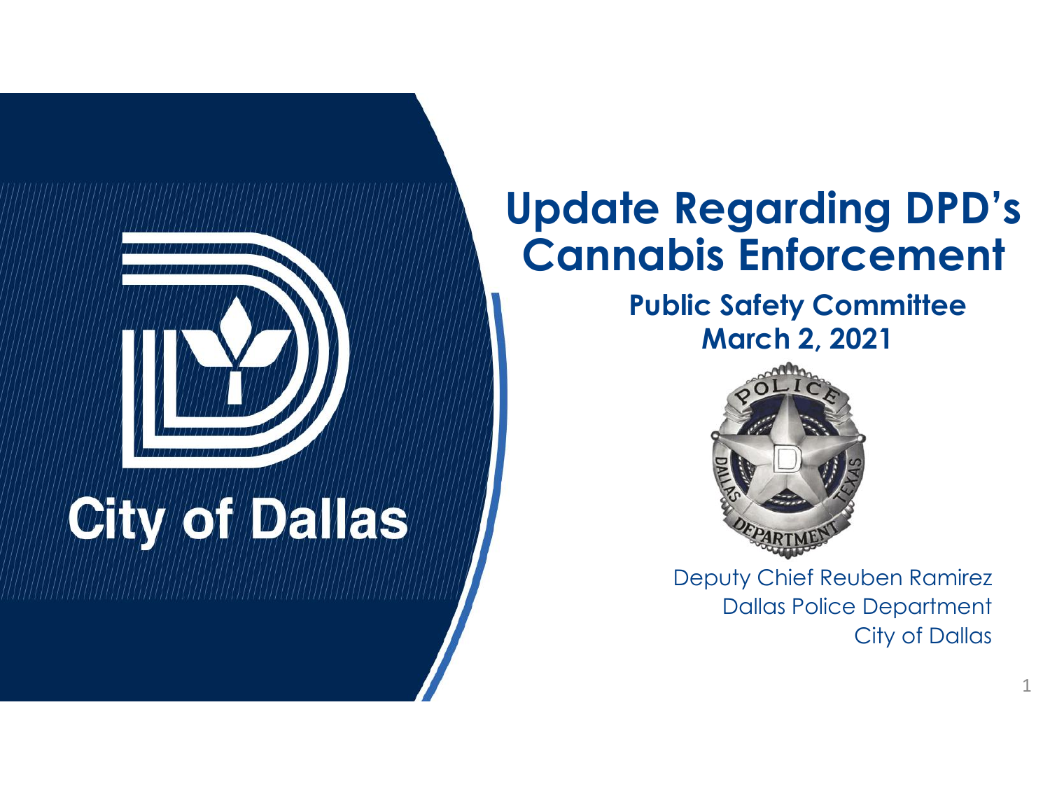City of Dallas

# Update Regarding DPD's Cannabis Enforcement

**Public Safety Committee**
**March 2, 2021**

Deputy Chief Reuben Ramirez
Dallas Police Department
City of Dallas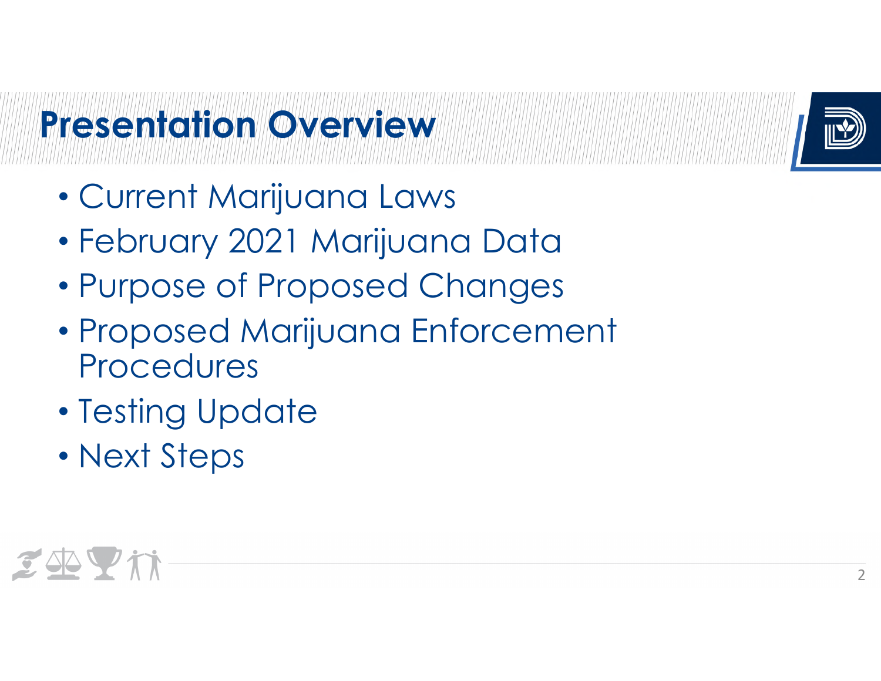# Presentation Overview

- Current Marijuana Laws
- February 2021 Marijuana Data
- Purpose of Proposed Changes
- Proposed Marijuana Enforcement Procedures
- Testing Update
- Next Steps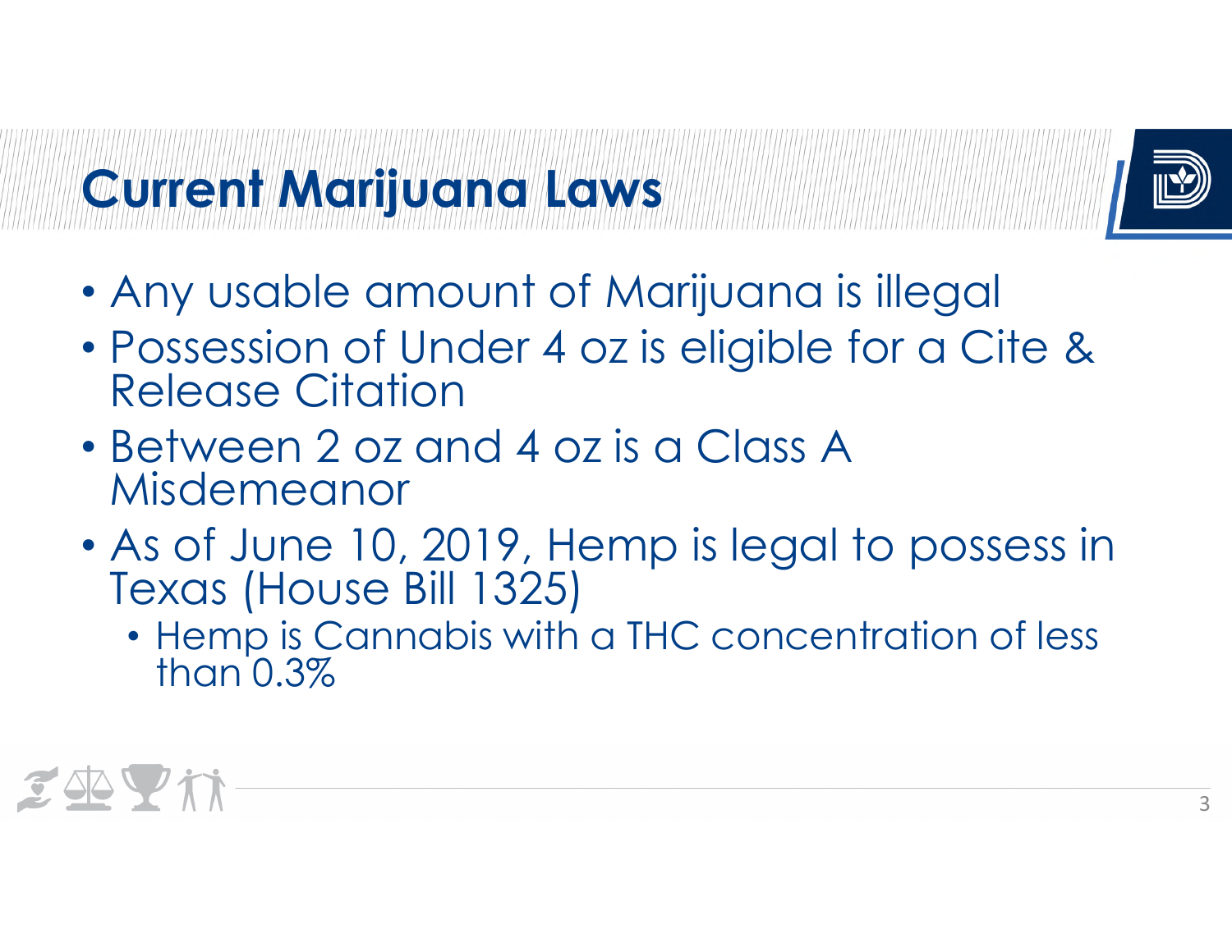# Current Marijuana Laws

- Any usable amount of Marijuana is illegal
- Possession of Under 4 oz is eligible for a Cite & Release Citation
- Between 2 oz and 4 oz is a Class A Misdemeanor
- As of June 10, 2019, Hemp is legal to possess in Texas (House Bill 1325)
  - Hemp is Cannabis with a THC concentration of less than 0.3%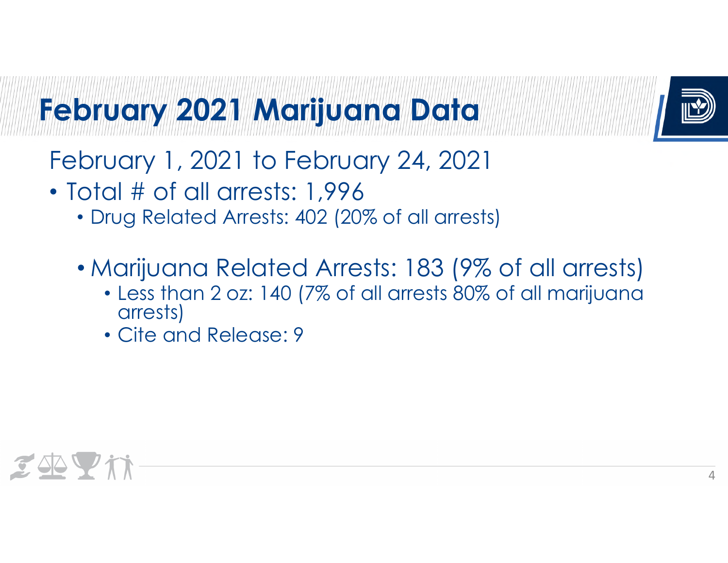# February 2021 Marijuana Data

February 1, 2021 to February 24, 2021

- Total # of all arrests: 1,996
  - Drug Related Arrests: 402 (20% of all arrests)
  - Marijuana Related Arrests: 183 (9% of all arrests)
    - Less than 2 oz: 140 (7% of all arrests 80% of all marijuana arrests)
    - Cite and Release: 9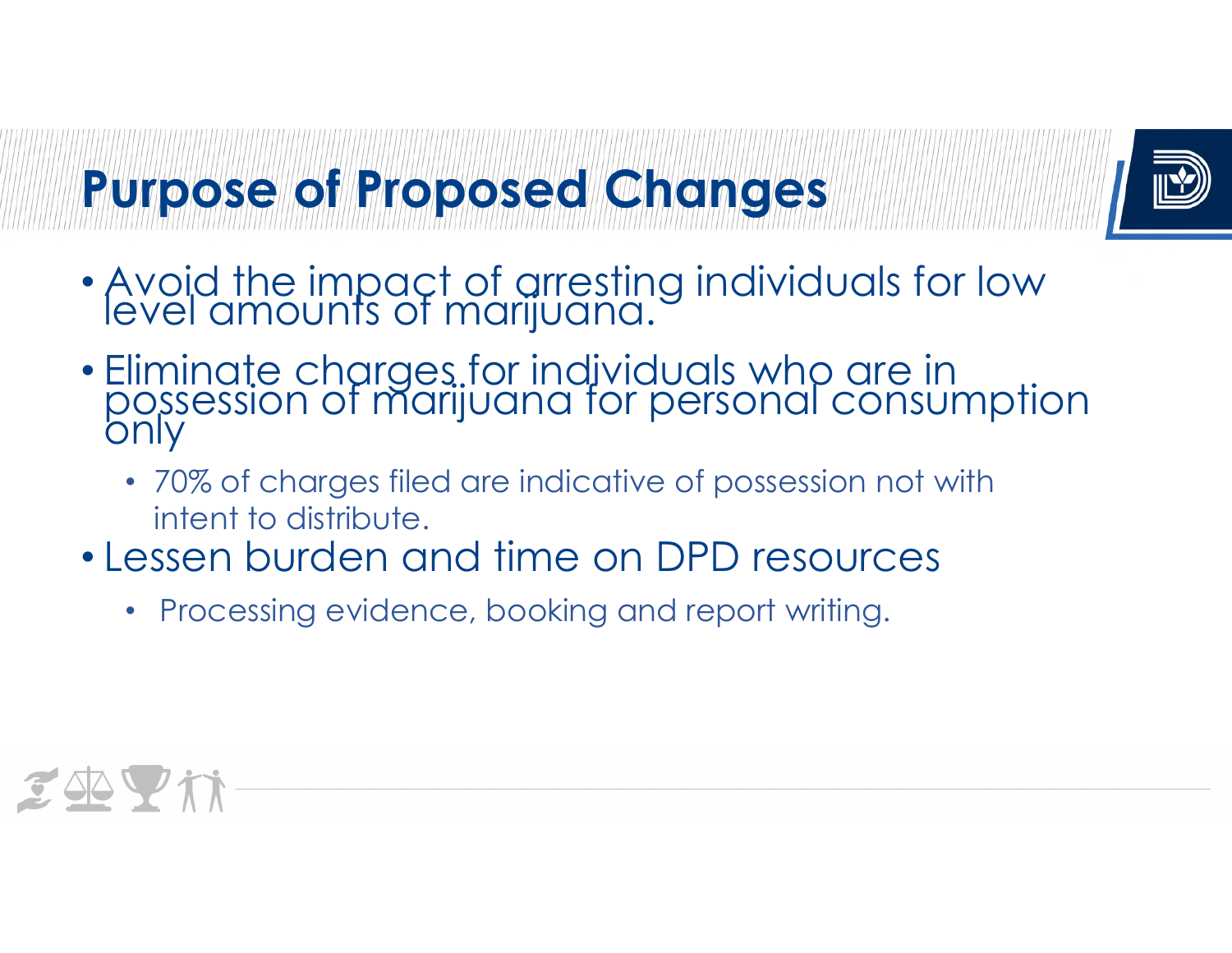# Purpose of Proposed Changes

- Avoid the impact of arresting individuals for low level amounts of marijuana.
- Eliminate charges for individuals who are in possession of marijuana for personal consumption only
  - 70% of charges filed are indicative of possession not with intent to distribute.
- Lessen burden and time on DPD resources
  - Processing evidence, booking and report writing.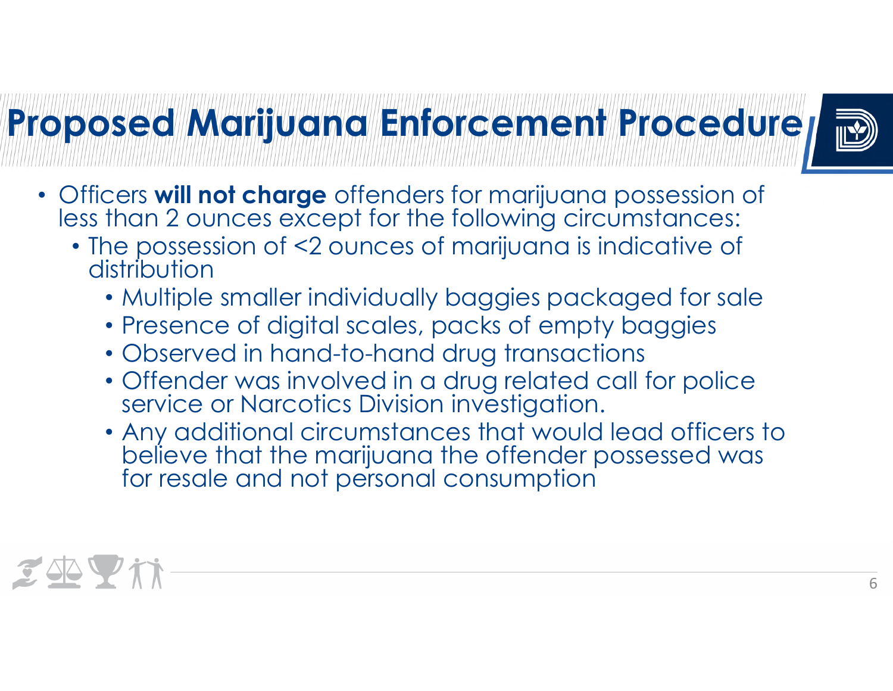# Proposed Marijuana Enforcement Procedure

- Officers **will not charge** offenders for marijuana possession of less than 2 ounces except for the following circumstances:
  - The possession of <2 ounces of marijuana is indicative of distribution
    - Multiple smaller individually baggies packaged for sale
    - Presence of digital scales, packs of empty baggies
    - Observed in hand-to-hand drug transactions
    - Offender was involved in a drug related call for police service or Narcotics Division investigation.
    - Any additional circumstances that would lead officers to believe that the marijuana the offender possessed was for resale and not personal consumption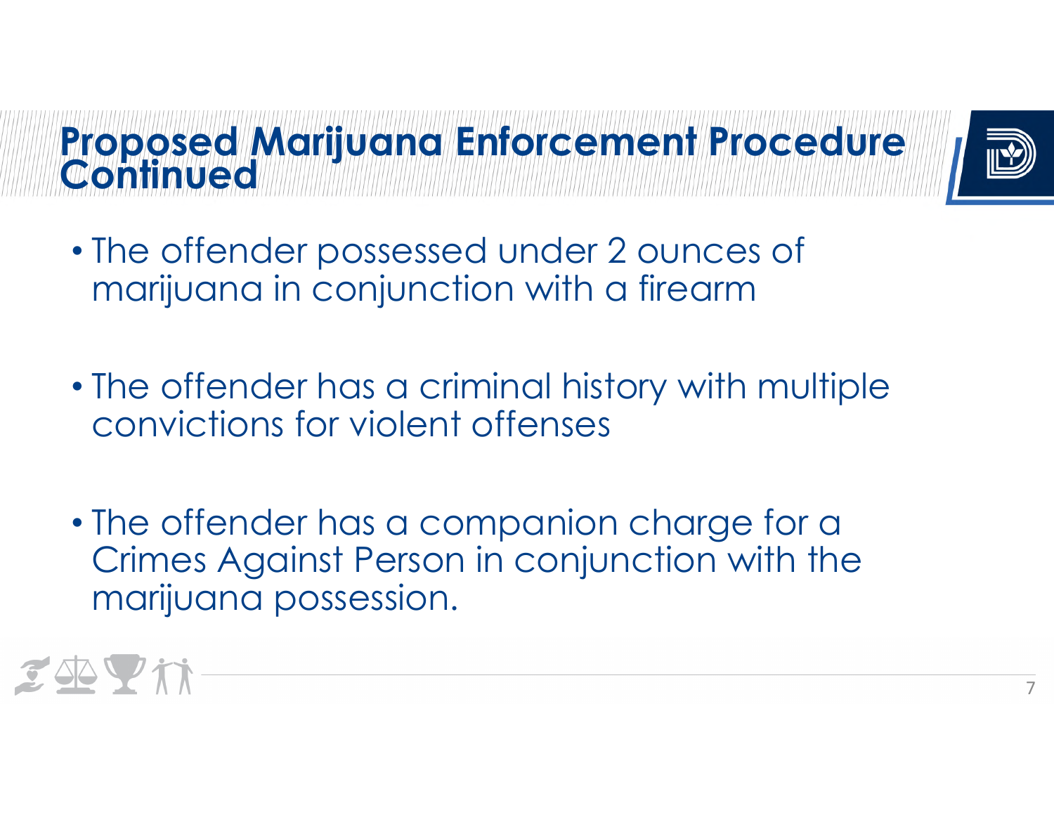# Proposed Marijuana Enforcement Procedure Continued

- The offender possessed under 2 ounces of marijuana in conjunction with a firearm
- The offender has a criminal history with multiple convictions for violent offenses
- The offender has a companion charge for a Crimes Against Person in conjunction with the marijuana possession.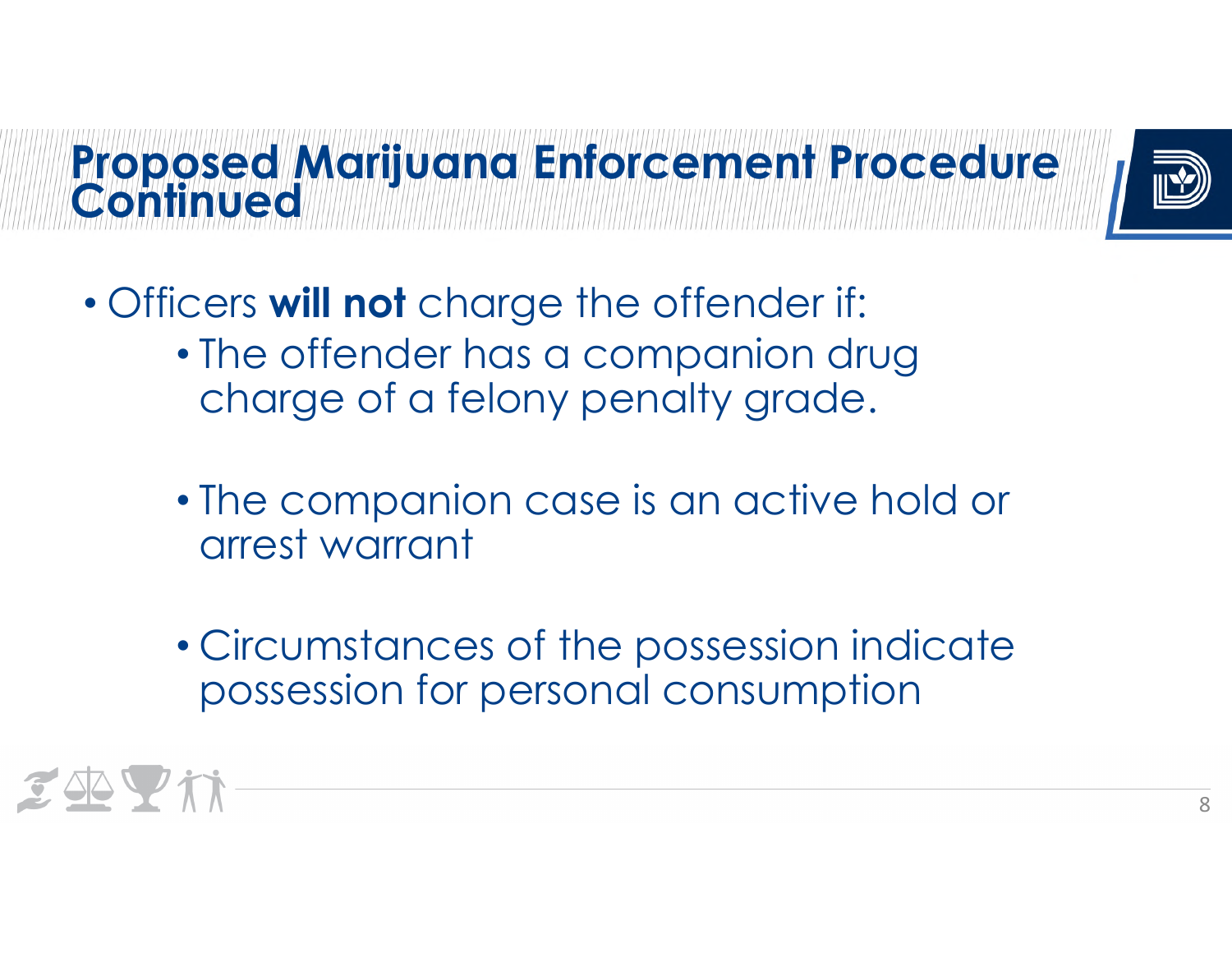# Proposed Marijuana Enforcement Procedure Continued

- Officers **will not** charge the offender if:
  - The offender has a companion drug charge of a felony penalty grade.
  - The companion case is an active hold or arrest warrant
  - Circumstances of the possession indicate possession for personal consumption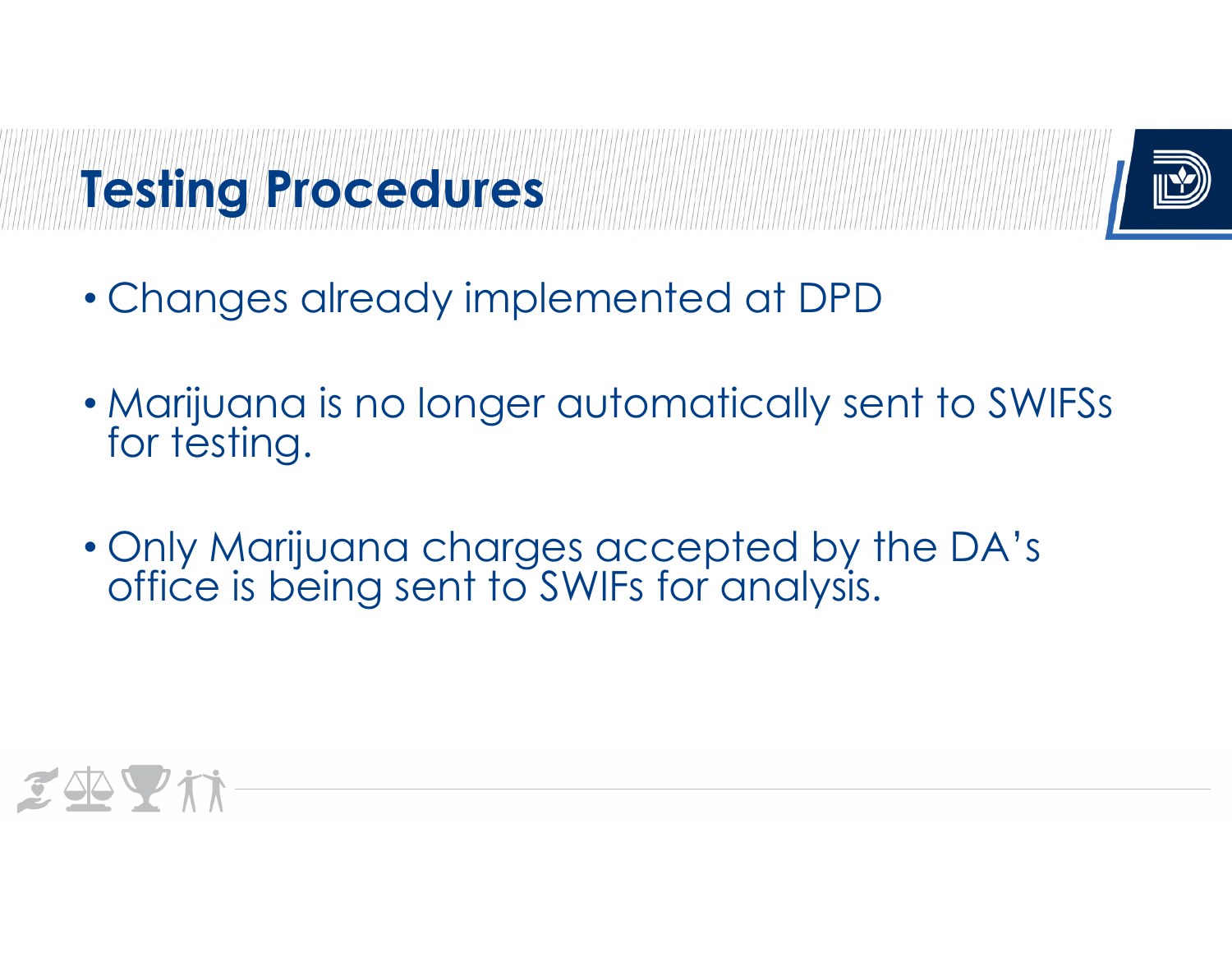# Testing Procedures

- Changes already implemented at DPD
- Marijuana is no longer automatically sent to SWIFSs for testing.
- Only Marijuana charges accepted by the DA's office is being sent to SWIFs for analysis.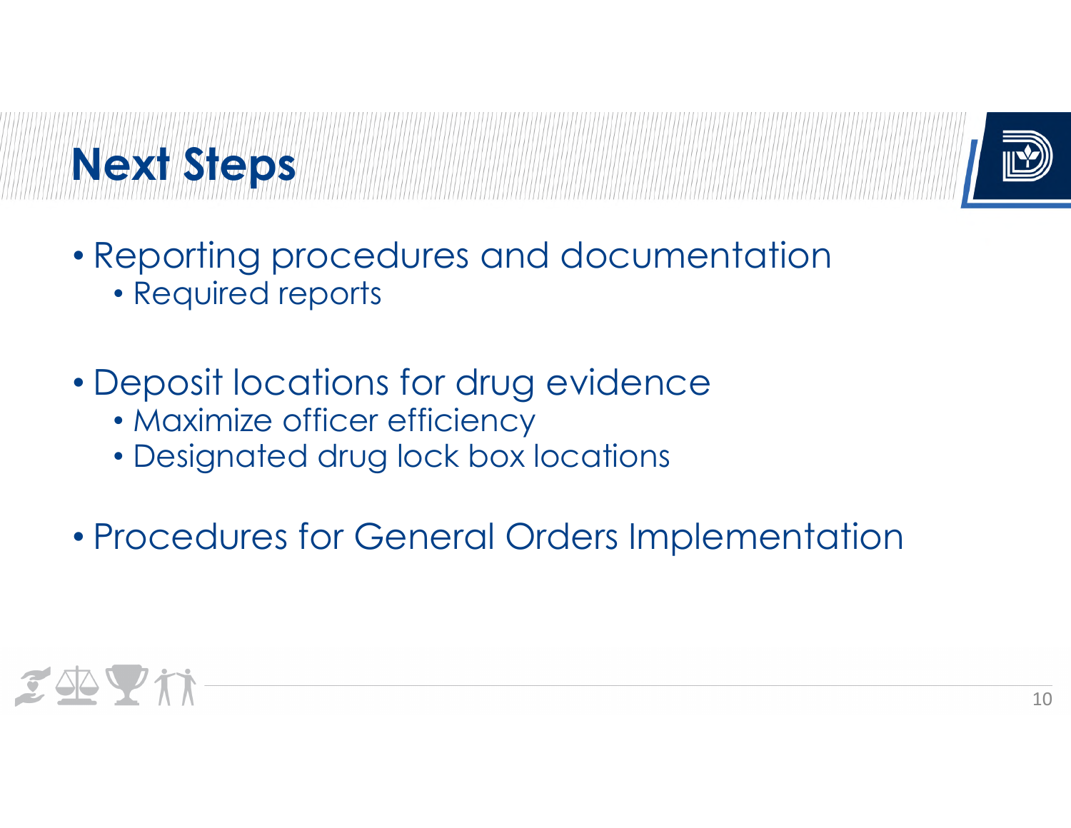# Next Steps

- Reporting procedures and documentation
  - Required reports

- Deposit locations for drug evidence
  - Maximize officer efficiency
  - Designated drug lock box locations

- Procedures for General Orders Implementation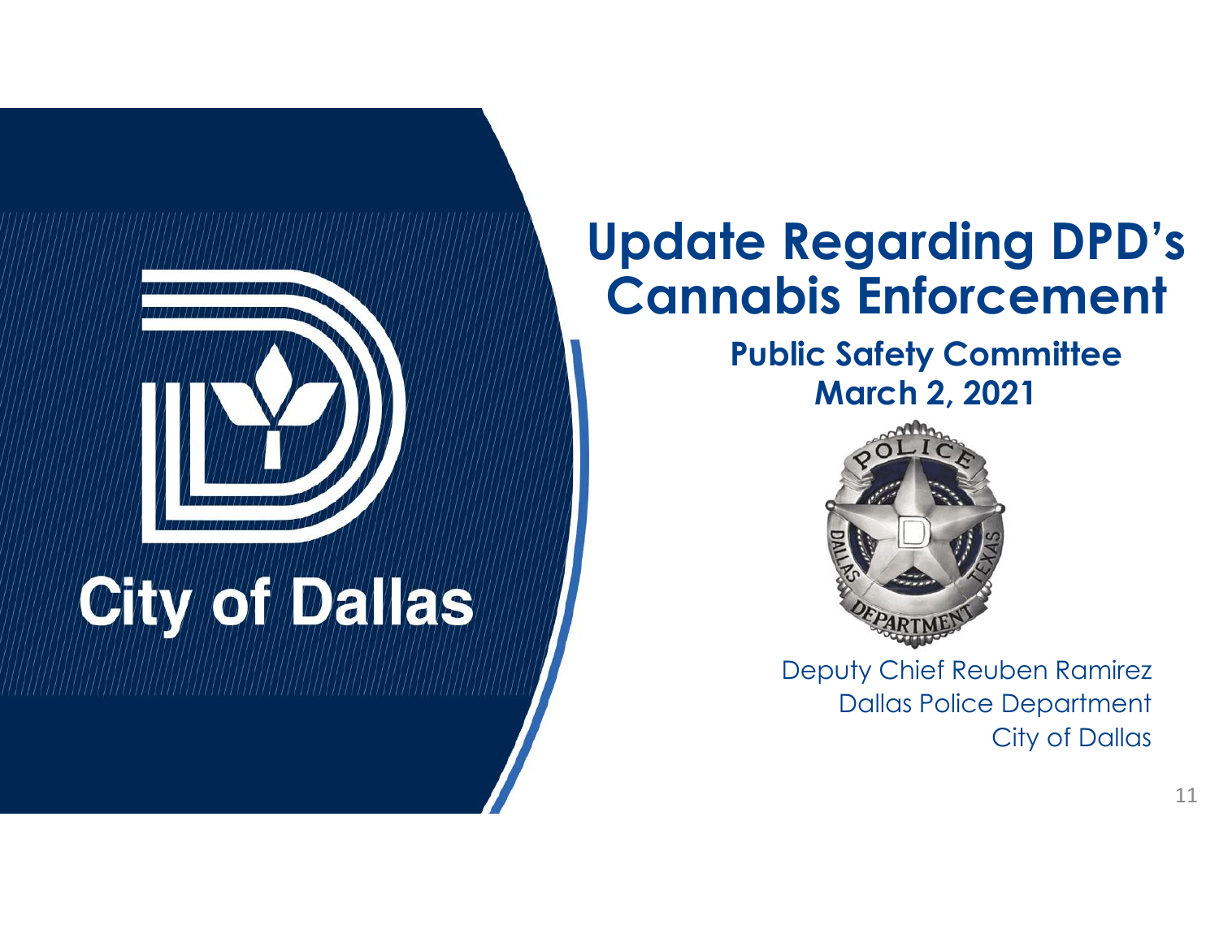City of Dallas

# Update Regarding DPD's Cannabis Enforcement

**Public Safety Committee**
**March 2, 2021**

Deputy Chief Reuben Ramirez
Dallas Police Department
City of Dallas